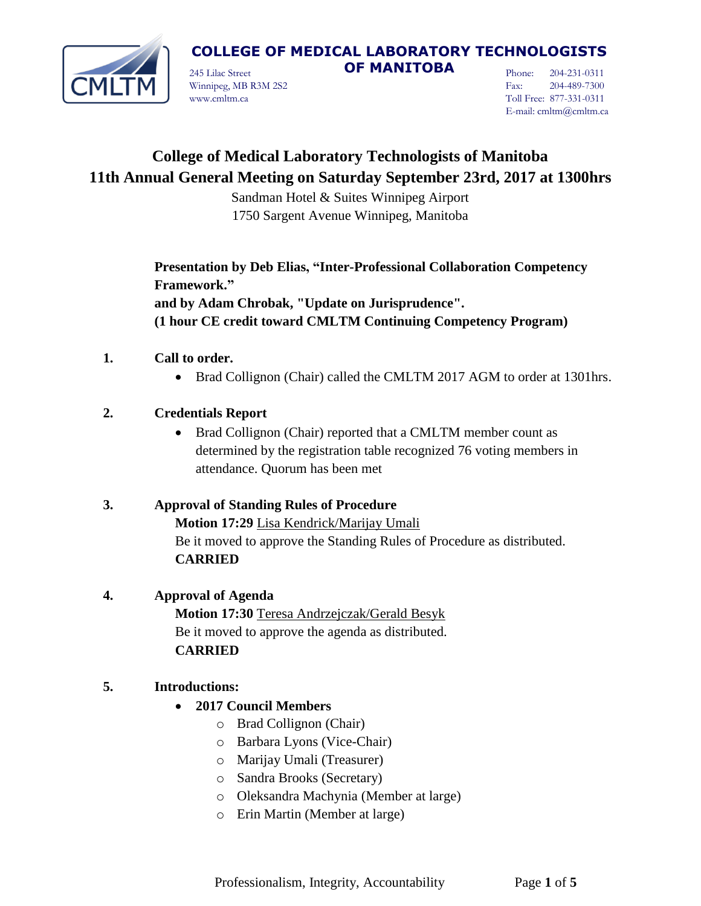**COLLEGE OF MEDICAL LABORATORY TECHNOLOGISTS OF MANITOBA**

245 Lilac Street
Winnipeg, MB R3M 2S2
www.cmltm.ca

Phone: 204-231-0311
Fax: 204-489-7300
Toll Free: 877-331-0311
E-mail: cmltm@cmltm.ca

# College of Medical Laboratory Technologists of Manitoba
# 11th Annual General Meeting on Saturday September 23rd, 2017 at 1300hrs

Sandman Hotel & Suites Winnipeg Airport
1750 Sargent Avenue Winnipeg, Manitoba

**Presentation by Deb Elias, "Inter-Professional Collaboration Competency Framework."**
**and by Adam Chrobak, "Update on Jurisprudence".**
**(1 hour CE credit toward CMLTM Continuing Competency Program)**

**1. Call to order.**

- Brad Collignon (Chair) called the CMLTM 2017 AGM to order at 1301hrs.

**2. Credentials Report**

- Brad Collignon (Chair) reported that a CMLTM member count as determined by the registration table recognized 76 voting members in attendance. Quorum has been met

**3. Approval of Standing Rules of Procedure**

**Motion 17:29** Lisa Kendrick/Marijay Umali
Be it moved to approve the Standing Rules of Procedure as distributed.
**CARRIED**

**4. Approval of Agenda**

**Motion 17:30** Teresa Andrzejczak/Gerald Besyk
Be it moved to approve the agenda as distributed.
**CARRIED**

**5. Introductions:**

- **2017 Council Members**
  - Brad Collignon (Chair)
  - Barbara Lyons (Vice-Chair)
  - Marijay Umali (Treasurer)
  - Sandra Brooks (Secretary)
  - Oleksandra Machynia (Member at large)
  - Erin Martin (Member at large)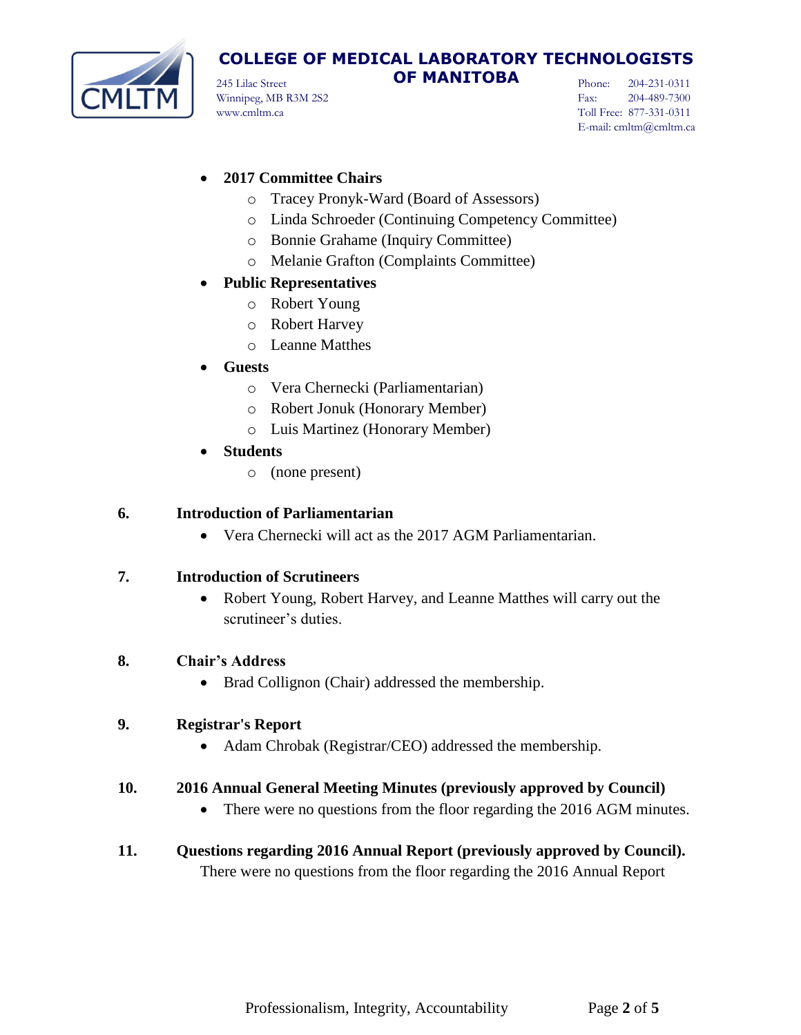- **2017 Committee Chairs**
  - Tracey Pronyk-Ward (Board of Assessors)
  - Linda Schroeder (Continuing Competency Committee)
  - Bonnie Grahame (Inquiry Committee)
  - Melanie Grafton (Complaints Committee)
- **Public Representatives**
  - Robert Young
  - Robert Harvey
  - Leanne Matthes
- **Guests**
  - Vera Chernecki (Parliamentarian)
  - Robert Jonuk (Honorary Member)
  - Luis Martinez (Honorary Member)
- **Students**
  - (none present)

**6. Introduction of Parliamentarian**

- Vera Chernecki will act as the 2017 AGM Parliamentarian.

**7. Introduction of Scrutineers**

- Robert Young, Robert Harvey, and Leanne Matthes will carry out the scrutineer's duties.

**8. Chair's Address**

- Brad Collignon (Chair) addressed the membership.

**9. Registrar's Report**

- Adam Chrobak (Registrar/CEO) addressed the membership.

**10. 2016 Annual General Meeting Minutes (previously approved by Council)**

- There were no questions from the floor regarding the 2016 AGM minutes.

**11. Questions regarding 2016 Annual Report (previously approved by Council).**

There were no questions from the floor regarding the 2016 Annual Report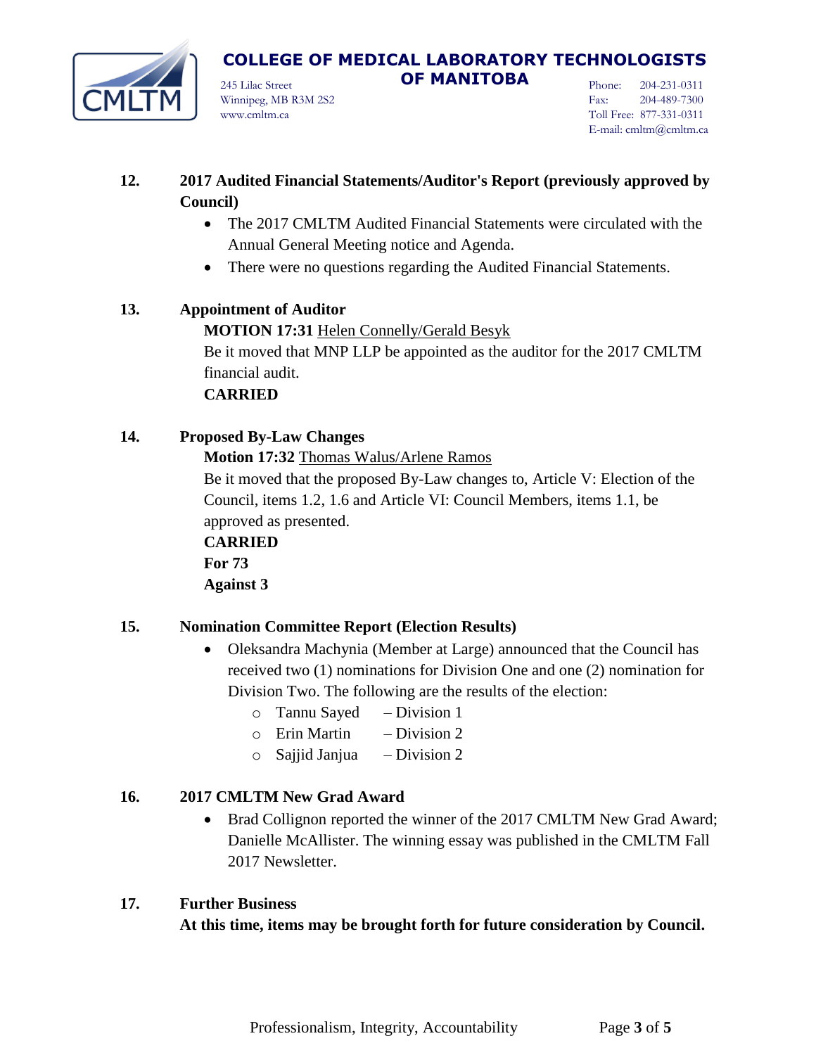**12. 2017 Audited Financial Statements/Auditor's Report (previously approved by Council)**

- The 2017 CMLTM Audited Financial Statements were circulated with the Annual General Meeting notice and Agenda.
- There were no questions regarding the Audited Financial Statements.

**13. Appointment of Auditor**

**MOTION 17:31** Helen Connelly/Gerald Besyk

Be it moved that MNP LLP be appointed as the auditor for the 2017 CMLTM financial audit.

**CARRIED**

**14. Proposed By-Law Changes**

**Motion 17:32** Thomas Walus/Arlene Ramos

Be it moved that the proposed By-Law changes to, Article V: Election of the Council, items 1.2, 1.6 and Article VI: Council Members, items 1.1, be approved as presented.

**CARRIED**

**For 73**

**Against 3**

**15. Nomination Committee Report (Election Results)**

- Oleksandra Machynia (Member at Large) announced that the Council has received two (1) nominations for Division One and one (2) nomination for Division Two. The following are the results of the election:
  - Tannu Sayed – Division 1
  - Erin Martin – Division 2
  - Sajjid Janjua – Division 2

**16. 2017 CMLTM New Grad Award**

- Brad Collignon reported the winner of the 2017 CMLTM New Grad Award; Danielle McAllister. The winning essay was published in the CMLTM Fall 2017 Newsletter.

**17. Further Business**

**At this time, items may be brought forth for future consideration by Council.**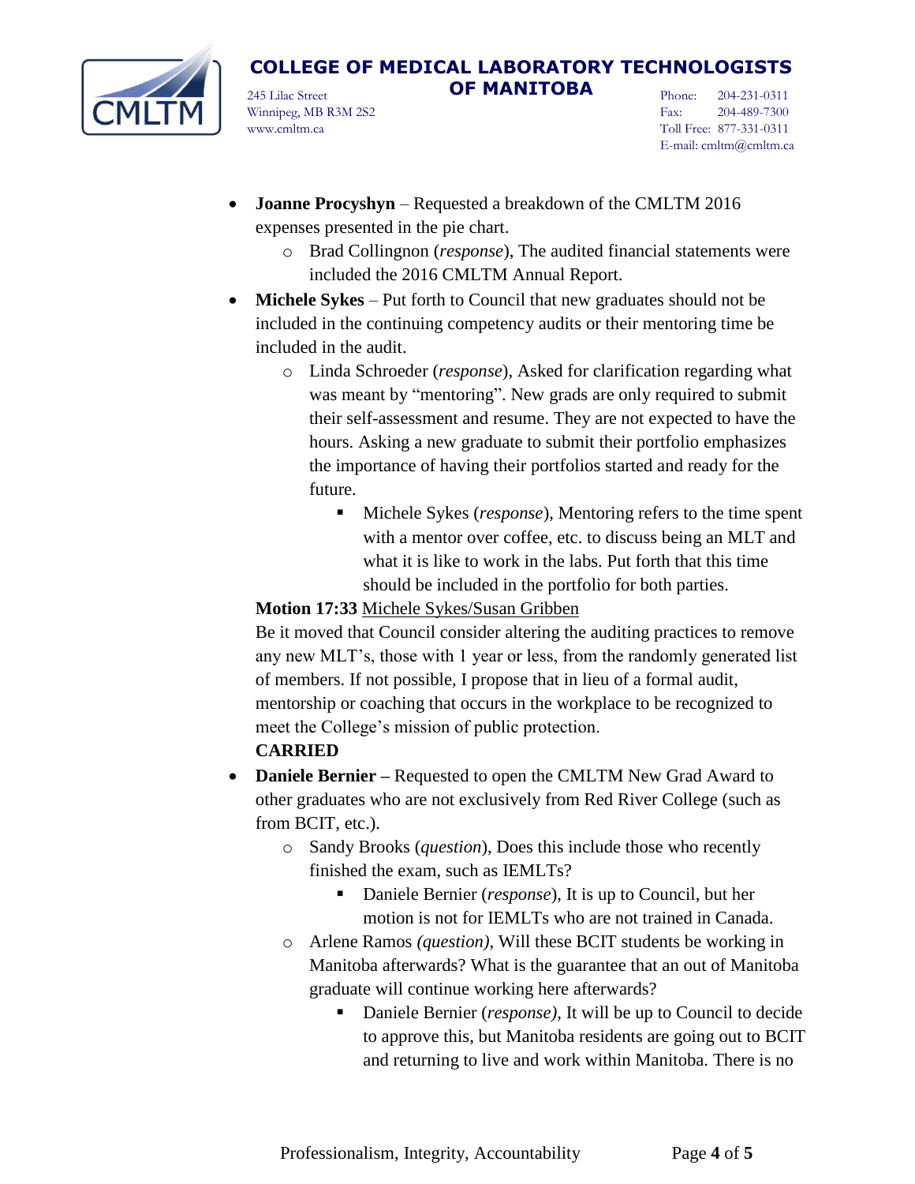- **Joanne Procyshyn** – Requested a breakdown of the CMLTM 2016 expenses presented in the pie chart.
  - Brad Collingnon (*response*), The audited financial statements were included the 2016 CMLTM Annual Report.
- **Michele Sykes** – Put forth to Council that new graduates should not be included in the continuing competency audits or their mentoring time be included in the audit.
  - Linda Schroeder (*response*), Asked for clarification regarding what was meant by "mentoring". New grads are only required to submit their self-assessment and resume. They are not expected to have the hours. Asking a new graduate to submit their portfolio emphasizes the importance of having their portfolios started and ready for the future.
    - Michele Sykes (*response*), Mentoring refers to the time spent with a mentor over coffee, etc. to discuss being an MLT and what it is like to work in the labs. Put forth that this time should be included in the portfolio for both parties.

  **Motion 17:33** <u>Michele Sykes/Susan Gribben</u>

  Be it moved that Council consider altering the auditing practices to remove any new MLT's, those with 1 year or less, from the randomly generated list of members. If not possible, I propose that in lieu of a formal audit, mentorship or coaching that occurs in the workplace to be recognized to meet the College's mission of public protection.

  **CARRIED**
- **Daniele Bernier –** Requested to open the CMLTM New Grad Award to other graduates who are not exclusively from Red River College (such as from BCIT, etc.).
  - Sandy Brooks (*question*), Does this include those who recently finished the exam, such as IEMLTs?
    - Daniele Bernier (*response*), It is up to Council, but her motion is not for IEMLTs who are not trained in Canada.
  - Arlene Ramos *(question)*, Will these BCIT students be working in Manitoba afterwards? What is the guarantee that an out of Manitoba graduate will continue working here afterwards?
    - Daniele Bernier (*response*), It will be up to Council to decide to approve this, but Manitoba residents are going out to BCIT and returning to live and work within Manitoba. There is no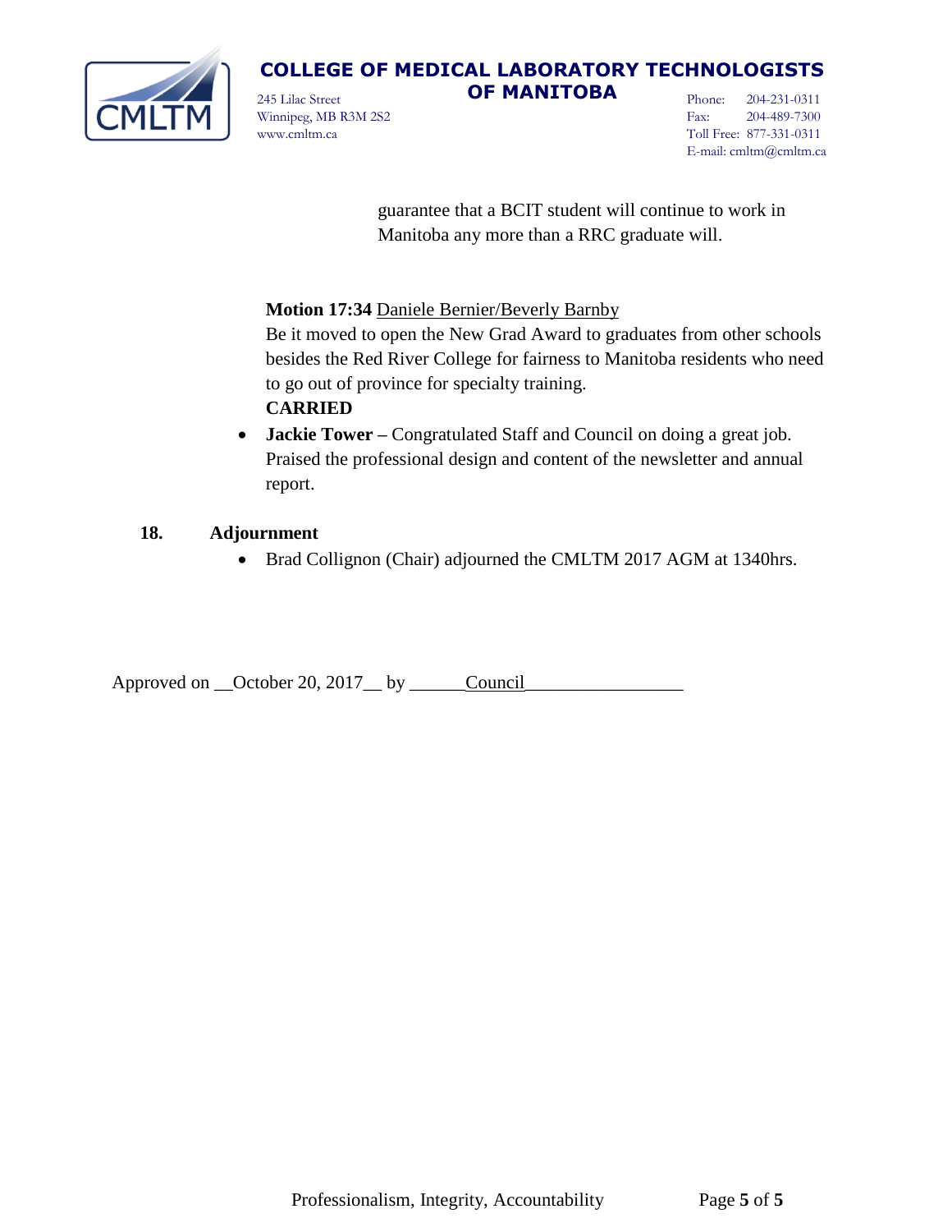guarantee that a BCIT student will continue to work in Manitoba any more than a RRC graduate will.

**Motion 17:34** Daniele Bernier/Beverly Barnby
Be it moved to open the New Grad Award to graduates from other schools besides the Red River College for fairness to Manitoba residents who need to go out of province for specialty training.
**CARRIED**

- **Jackie Tower –** Congratulated Staff and Council on doing a great job. Praised the professional design and content of the newsletter and annual report.

**18. Adjournment**

- Brad Collignon (Chair) adjourned the CMLTM 2017 AGM at 1340hrs.

Approved on \_\_October 20, 2017\_\_ by \_\_\_\_\_\_Council\_\_\_\_\_\_\_\_\_\_\_\_\_\_\_\_\_